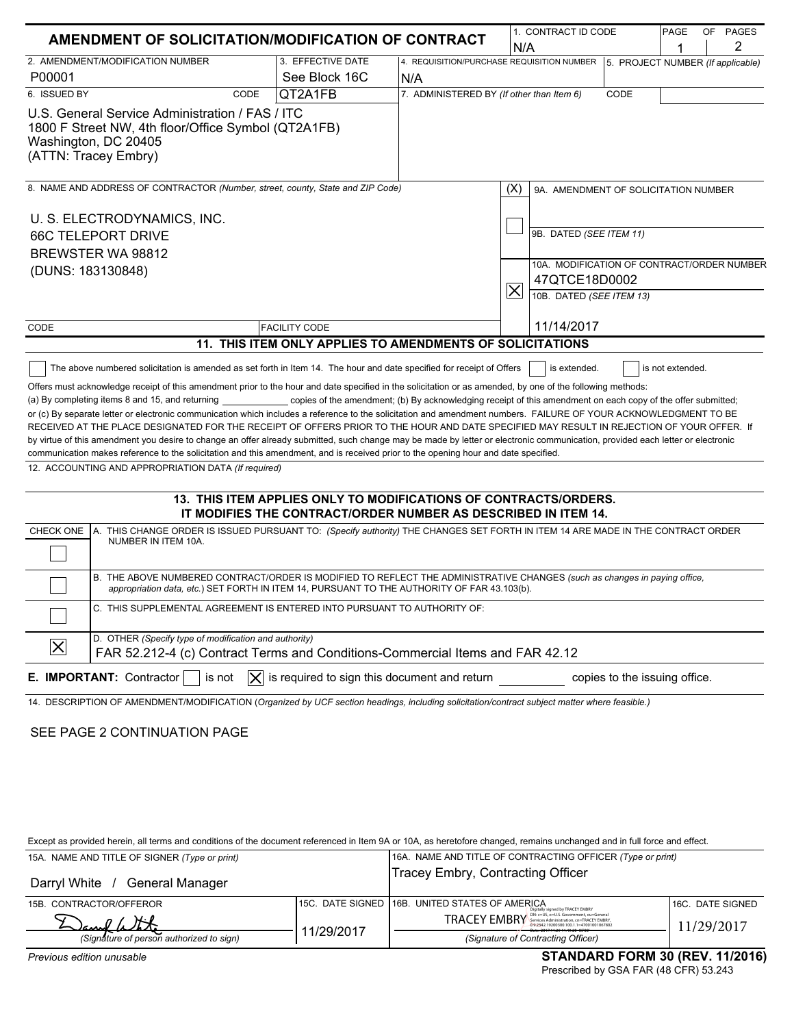# AMENDMENT OF SOLICITATION/MODIFICATION OF CONTRACT

| 1. CONTRACT ID CODE | PAGE OF PAGES |
|---|---|
| N/A | 1 / 2 |

| 2. AMENDMENT/MODIFICATION NUMBER | 3. EFFECTIVE DATE | 4. REQUISITION/PURCHASE REQUISITION NUMBER | 5. PROJECT NUMBER (If applicable) |
|---|---|---|---|
| P00001 | See Block 16C | N/A | |

| 6. ISSUED BY CODE QT2A1FB | 7. ADMINISTERED BY (If other than Item 6) CODE |
|---|---|
| U.S. General Service Administration / FAS / ITC<br>1800 F Street NW, 4th floor/Office Symbol (QT2A1FB)<br>Washington, DC 20405<br>(ATTN: Tracey Embry) | |

**8. NAME AND ADDRESS OF CONTRACTOR** (Number, street, county, State and ZIP Code)

U. S. ELECTRODYNAMICS, INC.
66C TELEPORT DRIVE
BREWSTER WA 98812
(DUNS: 183130848)

CODE | FACILITY CODE

| (X) | |
|---|---|
| ☐ | 9A. AMENDMENT OF SOLICITATION NUMBER |
| | 9B. DATED (SEE ITEM 11) |
| ☒ | 10A. MODIFICATION OF CONTRACT/ORDER NUMBER: 47QTCE18D0002 |
| | 10B. DATED (SEE ITEM 13): 11/14/2017 |

## 11. THIS ITEM ONLY APPLIES TO AMENDMENTS OF SOLICITATIONS

☐ The above numbered solicitation is amended as set forth in Item 14. The hour and date specified for receipt of Offers ☐ is extended. ☐ is not extended.

Offers must acknowledge receipt of this amendment prior to the hour and date specified in the solicitation or as amended, by one of the following methods: (a) By completing items 8 and 15, and returning ____________ copies of the amendment; (b) By acknowledging receipt of this amendment on each copy of the offer submitted; or (c) By separate letter or electronic communication which includes a reference to the solicitation and amendment numbers. FAILURE OF YOUR ACKNOWLEDGMENT TO BE RECEIVED AT THE PLACE DESIGNATED FOR THE RECEIPT OF OFFERS PRIOR TO THE HOUR AND DATE SPECIFIED MAY RESULT IN REJECTION OF YOUR OFFER. If by virtue of this amendment you desire to change an offer already submitted, such change may be made by letter or electronic communication, provided each letter or electronic communication makes reference to the solicitation and this amendment, and is received prior to the opening hour and date specified.

12. ACCOUNTING AND APPROPRIATION DATA (If required)

## 13. THIS ITEM APPLIES ONLY TO MODIFICATIONS OF CONTRACTS/ORDERS. IT MODIFIES THE CONTRACT/ORDER NUMBER AS DESCRIBED IN ITEM 14.

| CHECK ONE | |
|---|---|
| ☐ | A. THIS CHANGE ORDER IS ISSUED PURSUANT TO: (Specify authority) THE CHANGES SET FORTH IN ITEM 14 ARE MADE IN THE CONTRACT ORDER NUMBER IN ITEM 10A. |
| ☐ | B. THE ABOVE NUMBERED CONTRACT/ORDER IS MODIFIED TO REFLECT THE ADMINISTRATIVE CHANGES (such as changes in paying office, appropriation data, etc.) SET FORTH IN ITEM 14, PURSUANT TO THE AUTHORITY OF FAR 43.103(b). |
| ☐ | C. THIS SUPPLEMENTAL AGREEMENT IS ENTERED INTO PURSUANT TO AUTHORITY OF: |
| ☒ | D. OTHER (Specify type of modification and authority)<br>FAR 52.212-4 (c) Contract Terms and Conditions-Commercial Items and FAR 42.12 |

**E. IMPORTANT:** Contractor ☐ is not ☒ is required to sign this document and return ________ copies to the issuing office.

14. DESCRIPTION OF AMENDMENT/MODIFICATION (Organized by UCF section headings, including solicitation/contract subject matter where feasible.)

SEE PAGE 2 CONTINUATION PAGE

Except as provided herein, all terms and conditions of the document referenced in Item 9A or 10A, as heretofore changed, remains unchanged and in full force and effect.

| 15A. NAME AND TITLE OF SIGNER (Type or print) | | 16A. NAME AND TITLE OF CONTRACTING OFFICER (Type or print) | |
|---|---|---|---|
| Darryl White / General Manager | | Tracey Embry, Contracting Officer | |
| 15B. CONTRACTOR/OFFEROR | 15C. DATE SIGNED | 16B. UNITED STATES OF AMERICA | 16C. DATE SIGNED |
| Darryl White<br>(Signature of person authorized to sign) | 11/29/2017 | TRACEY EMBRY (Digitally signed by TRACEY EMBRY)<br>(Signature of Contracting Officer) | 11/29/2017 |

Previous edition unusable

**STANDARD FORM 30 (REV. 11/2016)**
Prescribed by GSA FAR (48 CFR) 53.243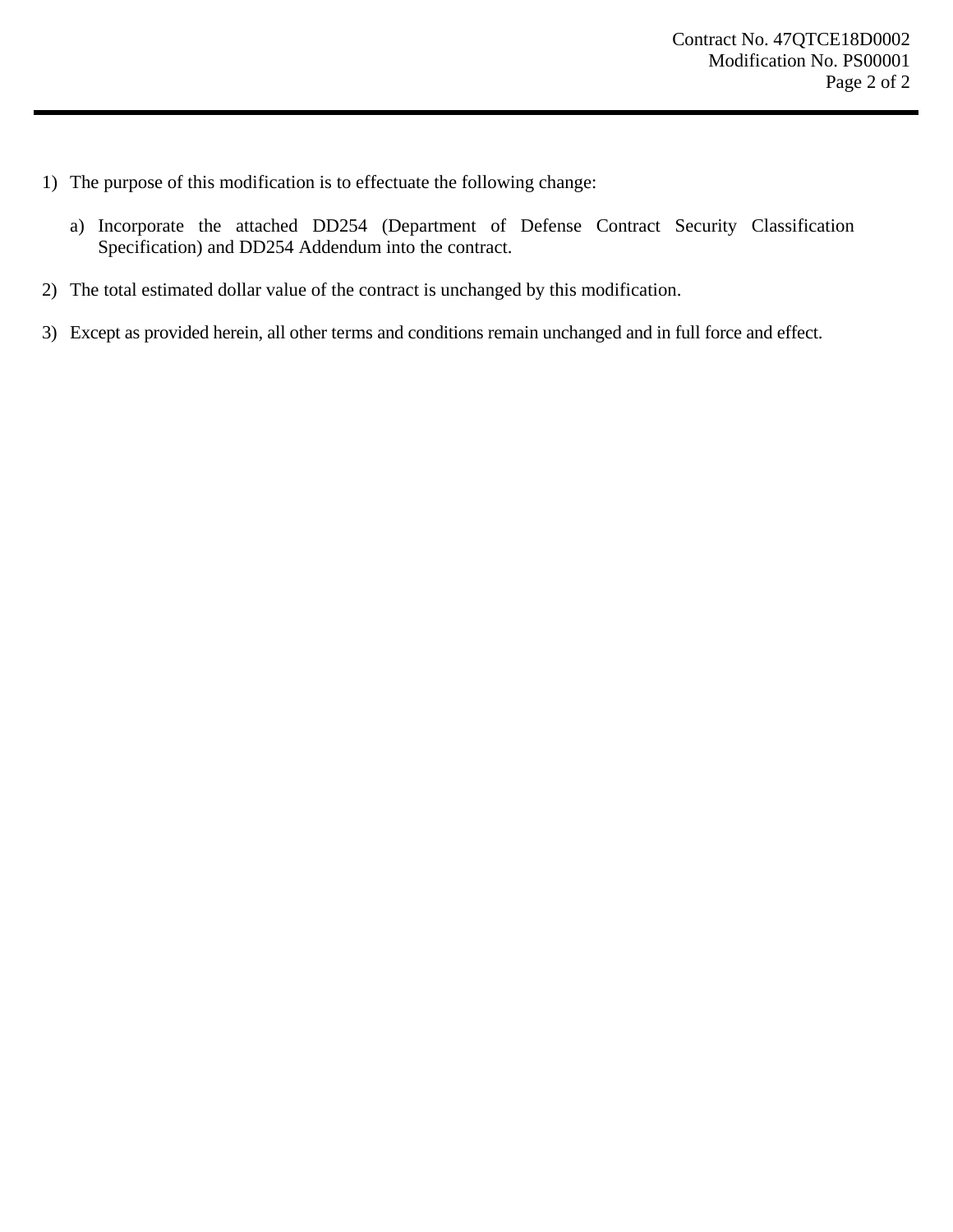1) The purpose of this modification is to effectuate the following change:

   a) Incorporate the attached DD254 (Department of Defense Contract Security Classification Specification) and DD254 Addendum into the contract.

2) The total estimated dollar value of the contract is unchanged by this modification.

3) Except as provided herein, all other terms and conditions remain unchanged and in full force and effect.